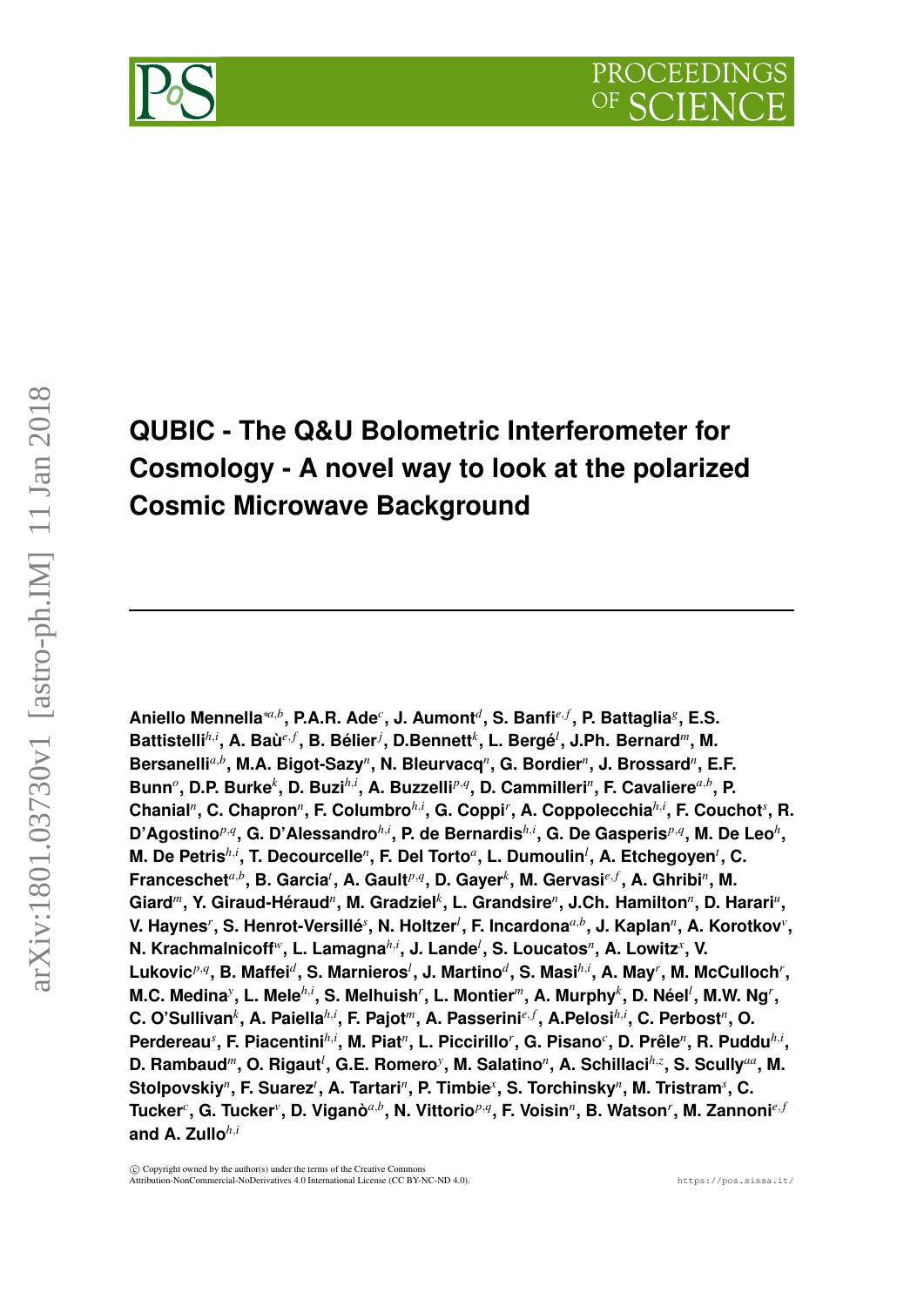# QUBIC - The Q&U Bolometric Interferometer for Cosmology - A novel way to look at the polarized Cosmic Microwave Background

---

**Aniello Mennella**[*a,b], **P.A.R. Ade**[c], **J. Aumont**[d], **S. Banfi**[e,f], **P. Battaglia**[g], **E.S. Battistelli**[h,i], **A. Baù**[e,f], **B. Bélier**[j], **D.Bennett**[k], **L. Bergé**[l], **J.Ph. Bernard**[m], **M. Bersanelli**[a,b], **M.A. Bigot-Sazy**[n], **N. Bleurvacq**[n], **G. Bordier**[n], **J. Brossard**[n], **E.F. Bunn**[o], **D.P. Burke**[k], **D. Buzi**[h,i], **A. Buzzelli**[p,q], **D. Cammilleri**[n], **F. Cavaliere**[a,b], **P. Chanial**[n], **C. Chapron**[n], **F. Columbro**[h,i], **G. Coppi**[r], **A. Coppolecchia**[h,i], **F. Couchot**[s], **R. D'Agostino**[p,q], **G. D'Alessandro**[h,i], **P. de Bernardis**[h,i], **G. De Gasperis**[p,q], **M. De Leo**[h], **M. De Petris**[h,i], **T. Decourcelle**[n], **F. Del Torto**[a], **L. Dumoulin**[l], **A. Etchegoyen**[t], **C. Franceschet**[a,b], **B. Garcia**[t], **A. Gault**[p,q], **D. Gayer**[k], **M. Gervasi**[e,f], **A. Ghribi**[n], **M. Giard**[m], **Y. Giraud-Héraud**[n], **M. Gradziel**[k], **L. Grandsire**[n], **J.Ch. Hamilton**[n], **D. Harari**[u], **V. Haynes**[r], **S. Henrot-Versillé**[s], **N. Holtzer**[l], **F. Incardona**[a,b], **J. Kaplan**[n], **A. Korotkov**[v], **N. Krachmalnicoff**[w], **L. Lamagna**[h,i], **J. Lande**[l], **S. Loucatos**[n], **A. Lowitz**[x], **V. Lukovic**[p,q], **B. Maffei**[d], **S. Marnieros**[l], **J. Martino**[d], **S. Masi**[h,i], **A. May**[r], **M. McCulloch**[r], **M.C. Medina**[y], **L. Mele**[h,i], **S. Melhuish**[r], **L. Montier**[m], **A. Murphy**[k], **D. Néel**[l], **M.W. Ng**[r], **C. O'Sullivan**[k], **A. Paiella**[h,i], **F. Pajot**[m], **A. Passerini**[e,f], **A.Pelosi**[h,i], **C. Perbost**[n], **O. Perdereau**[s], **F. Piacentini**[h,i], **M. Piat**[n], **L. Piccirillo**[r], **G. Pisano**[c], **D. Prêle**[n], **R. Puddu**[h,i], **D. Rambaud**[m], **O. Rigaut**[l], **G.E. Romero**[y], **M. Salatino**[n], **A. Schillaci**[h,z], **S. Scully**[aa], **M. Stolpovskiy**[n], **F. Suarez**[t], **A. Tartari**[n], **P. Timbie**[x], **S. Torchinsky**[n], **M. Tristram**[s], **C. Tucker**[c], **G. Tucker**[v], **D. Viganò**[a,b], **N. Vittorio**[p,q], **F. Voisin**[n], **B. Watson**[r], **M. Zannoni**[e,f] **and A. Zullo**[h,i]

ⓒ Copyright owned by the author(s) under the terms of the Creative Commons Attribution-NonCommercial-NoDerivatives 4.0 International License (CC BY-NC-ND 4.0).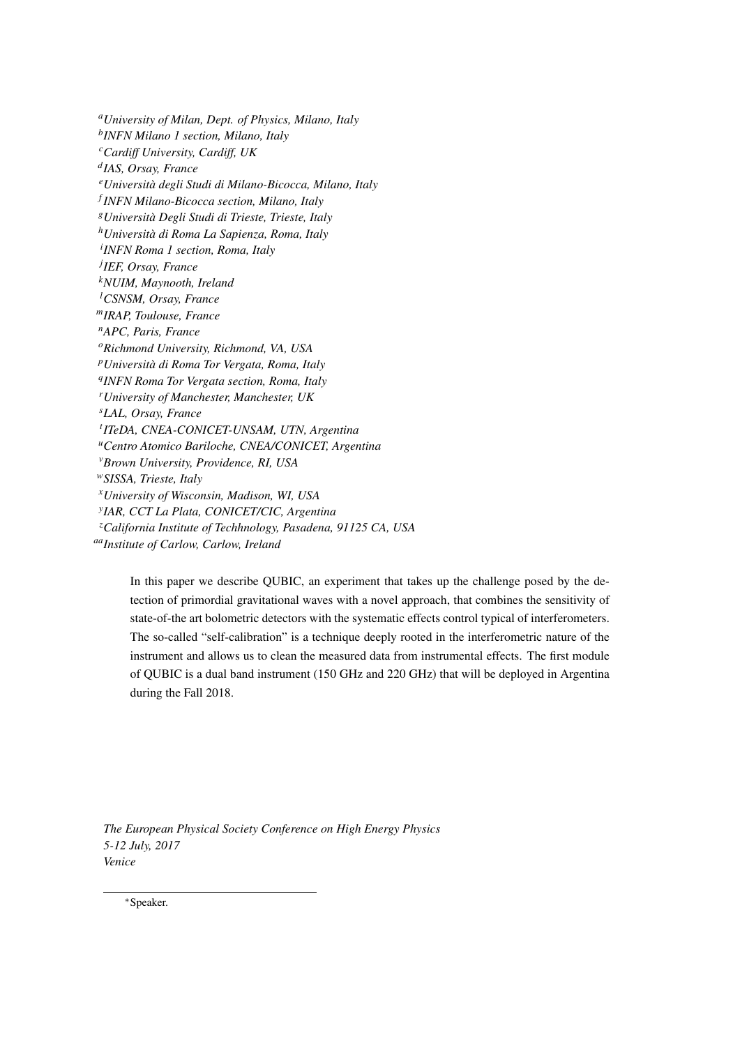[a]University of Milan, Dept. of Physics, Milano, Italy
[b]INFN Milano 1 section, Milano, Italy
[c]Cardiff University, Cardiff, UK
[d]IAS, Orsay, France
[e]Università degli Studi di Milano-Bicocca, Milano, Italy
[f]INFN Milano-Bicocca section, Milano, Italy
[g]Università Degli Studi di Trieste, Trieste, Italy
[h]Università di Roma La Sapienza, Roma, Italy
[i]INFN Roma 1 section, Roma, Italy
[j]IEF, Orsay, France
[k]NUIM, Maynooth, Ireland
[l]CSNSM, Orsay, France
[m]IRAP, Toulouse, France
[n]APC, Paris, France
[o]Richmond University, Richmond, VA, USA
[p]Università di Roma Tor Vergata, Roma, Italy
[q]INFN Roma Tor Vergata section, Roma, Italy
[r]University of Manchester, Manchester, UK
[s]LAL, Orsay, France
[t]ITeDA, CNEA-CONICET-UNSAM, UTN, Argentina
[u]Centro Atomico Bariloche, CNEA/CONICET, Argentina
[v]Brown University, Providence, RI, USA
[w]SISSA, Trieste, Italy
[x]University of Wisconsin, Madison, WI, USA
[y]IAR, CCT La Plata, CONICET/CIC, Argentina
[z]California Institute of Techhnology, Pasadena, 91125 CA, USA
[aa]Institute of Carlow, Carlow, Ireland

In this paper we describe QUBIC, an experiment that takes up the challenge posed by the detection of primordial gravitational waves with a novel approach, that combines the sensitivity of state-of-the art bolometric detectors with the systematic effects control typical of interferometers. The so-called "self-calibration" is a technique deeply rooted in the interferometric nature of the instrument and allows us to clean the measured data from instrumental effects. The first module of QUBIC is a dual band instrument (150 GHz and 220 GHz) that will be deployed in Argentina during the Fall 2018.

*The European Physical Society Conference on High Energy Physics*
*5-12 July, 2017*
*Venice*

[*]Speaker.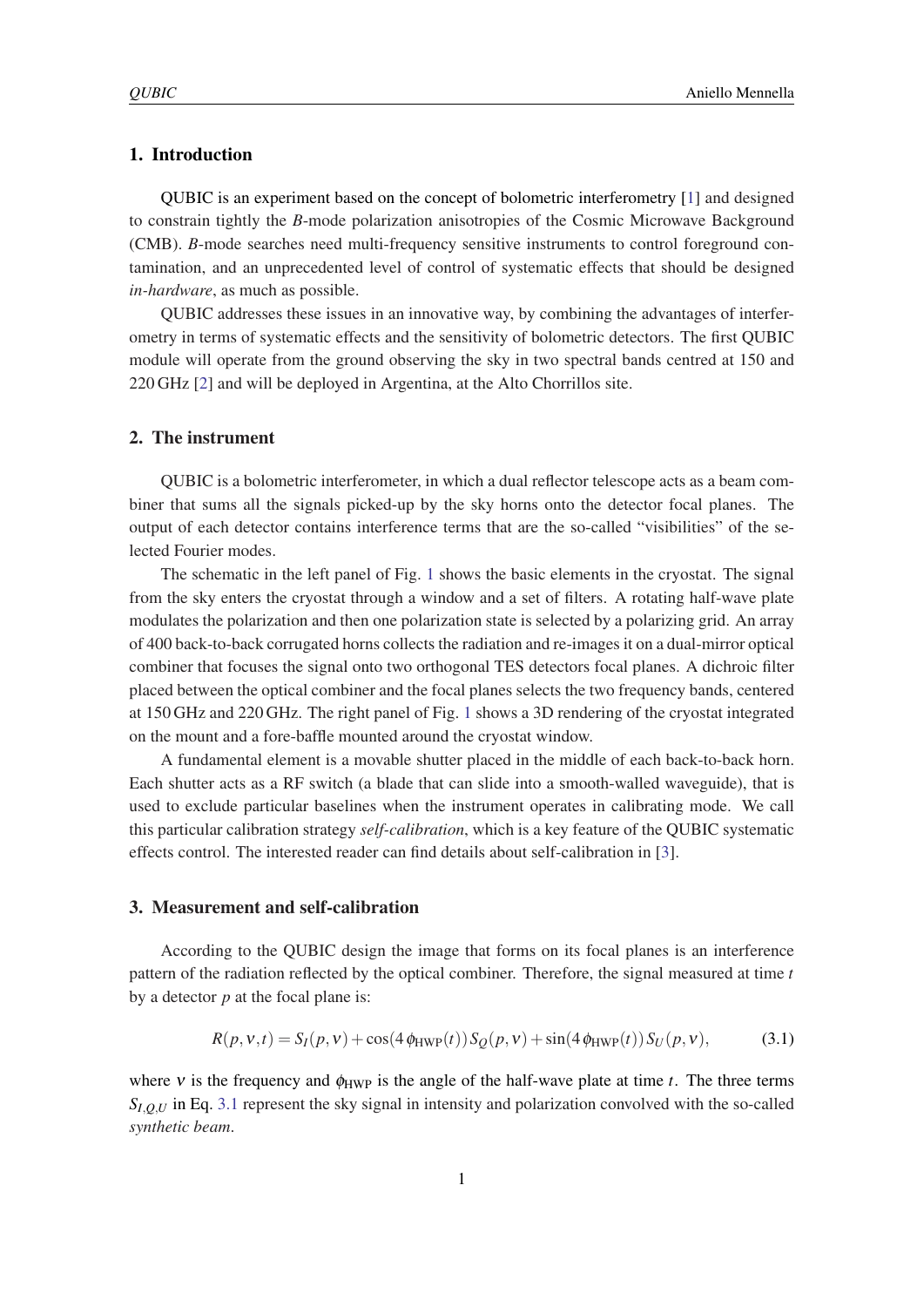## 1. Introduction

QUBIC is an experiment based on the concept of bolometric interferometry [1] and designed to constrain tightly the *B*-mode polarization anisotropies of the Cosmic Microwave Background (CMB). *B*-mode searches need multi-frequency sensitive instruments to control foreground contamination, and an unprecedented level of control of systematic effects that should be designed *in-hardware*, as much as possible.

QUBIC addresses these issues in an innovative way, by combining the advantages of interferometry in terms of systematic effects and the sensitivity of bolometric detectors. The first QUBIC module will operate from the ground observing the sky in two spectral bands centred at 150 and 220 GHz [2] and will be deployed in Argentina, at the Alto Chorrillos site.

## 2. The instrument

QUBIC is a bolometric interferometer, in which a dual reflector telescope acts as a beam combiner that sums all the signals picked-up by the sky horns onto the detector focal planes. The output of each detector contains interference terms that are the so-called "visibilities" of the selected Fourier modes.

The schematic in the left panel of Fig. 1 shows the basic elements in the cryostat. The signal from the sky enters the cryostat through a window and a set of filters. A rotating half-wave plate modulates the polarization and then one polarization state is selected by a polarizing grid. An array of 400 back-to-back corrugated horns collects the radiation and re-images it on a dual-mirror optical combiner that focuses the signal onto two orthogonal TES detectors focal planes. A dichroic filter placed between the optical combiner and the focal planes selects the two frequency bands, centered at 150 GHz and 220 GHz. The right panel of Fig. 1 shows a 3D rendering of the cryostat integrated on the mount and a fore-baffle mounted around the cryostat window.

A fundamental element is a movable shutter placed in the middle of each back-to-back horn. Each shutter acts as a RF switch (a blade that can slide into a smooth-walled waveguide), that is used to exclude particular baselines when the instrument operates in calibrating mode. We call this particular calibration strategy *self-calibration*, which is a key feature of the QUBIC systematic effects control. The interested reader can find details about self-calibration in [3].

## 3. Measurement and self-calibration

According to the QUBIC design the image that forms on its focal planes is an interference pattern of the radiation reflected by the optical combiner. Therefore, the signal measured at time $t$ by a detector $p$ at the focal plane is:

$$R(p,\nu,t) = S_I(p,\nu) + \cos(4\,\phi_{\rm HWP}(t))\,S_Q(p,\nu) + \sin(4\,\phi_{\rm HWP}(t))\,S_U(p,\nu), \tag{3.1}$$

where $\nu$ is the frequency and $\phi_{\rm HWP}$ is the angle of the half-wave plate at time $t$. The three terms $S_{I,Q,U}$ in Eq. 3.1 represent the sky signal in intensity and polarization convolved with the so-called *synthetic beam*.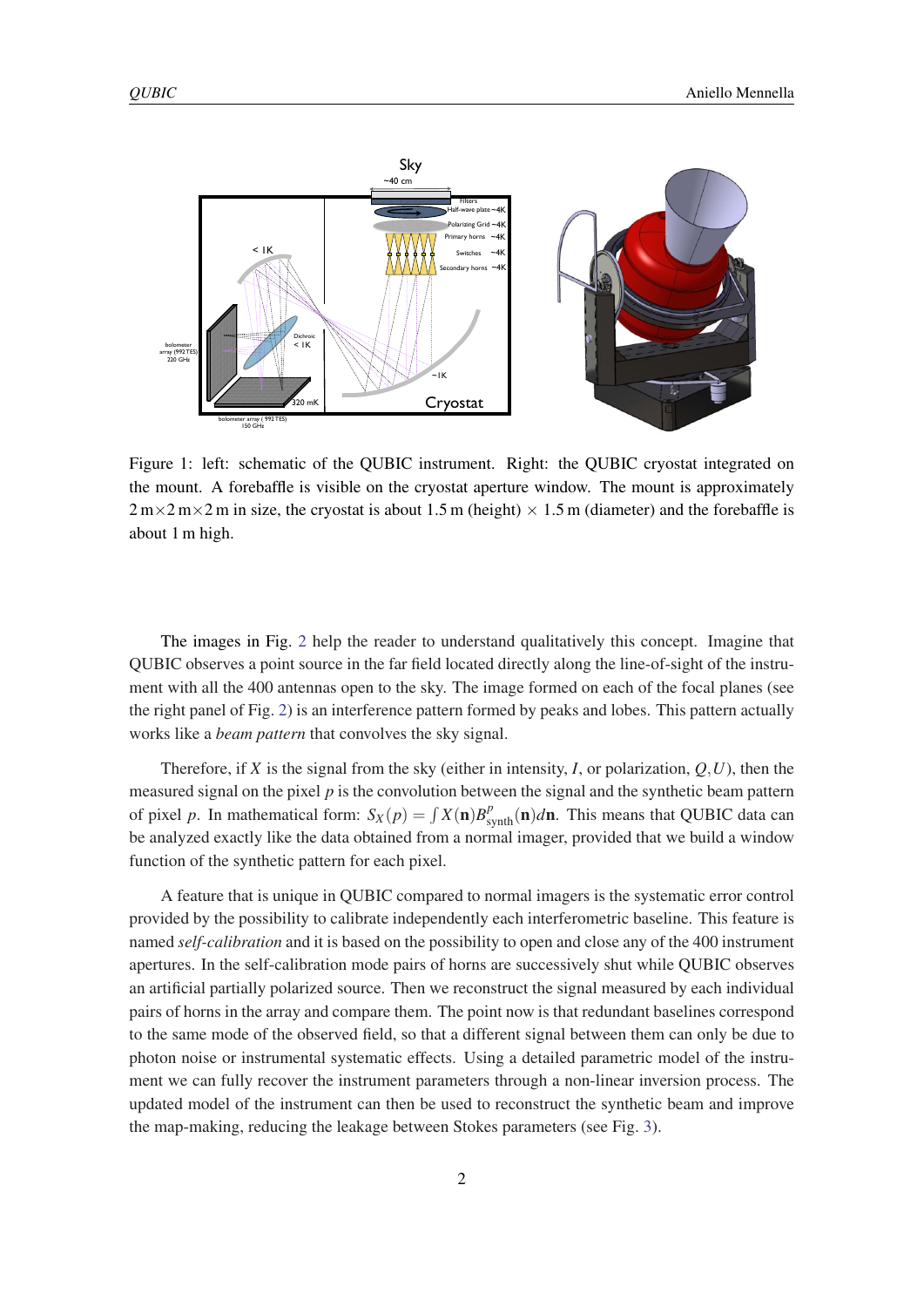Figure 1: left: schematic of the QUBIC instrument. Right: the QUBIC cryostat integrated on the mount. A forebaffle is visible on the cryostat aperture window. The mount is approximately $2\,\mathrm{m}\times 2\,\mathrm{m}\times 2\,\mathrm{m}$ in size, the cryostat is about 1.5 m (height) $\times$ 1.5 m (diameter) and the forebaffle is about 1 m high.

The images in Fig. 2 help the reader to understand qualitatively this concept. Imagine that QUBIC observes a point source in the far field located directly along the line-of-sight of the instrument with all the 400 antennas open to the sky. The image formed on each of the focal planes (see the right panel of Fig. 2) is an interference pattern formed by peaks and lobes. This pattern actually works like a *beam pattern* that convolves the sky signal.

Therefore, if $X$ is the signal from the sky (either in intensity, $I$, or polarization, $Q, U$), then the measured signal on the pixel $p$ is the convolution between the signal and the synthetic beam pattern of pixel $p$. In mathematical form: $S_X(p) = \int X(\mathbf{n}) B^p_{\mathrm{synth}}(\mathbf{n}) d\mathbf{n}$. This means that QUBIC data can be analyzed exactly like the data obtained from a normal imager, provided that we build a window function of the synthetic pattern for each pixel.

A feature that is unique in QUBIC compared to normal imagers is the systematic error control provided by the possibility to calibrate independently each interferometric baseline. This feature is named *self-calibration* and it is based on the possibility to open and close any of the 400 instrument apertures. In the self-calibration mode pairs of horns are successively shut while QUBIC observes an artificial partially polarized source. Then we reconstruct the signal measured by each individual pairs of horns in the array and compare them. The point now is that redundant baselines correspond to the same mode of the observed field, so that a different signal between them can only be due to photon noise or instrumental systematic effects. Using a detailed parametric model of the instrument we can fully recover the instrument parameters through a non-linear inversion process. The updated model of the instrument can then be used to reconstruct the synthetic beam and improve the map-making, reducing the leakage between Stokes parameters (see Fig. 3).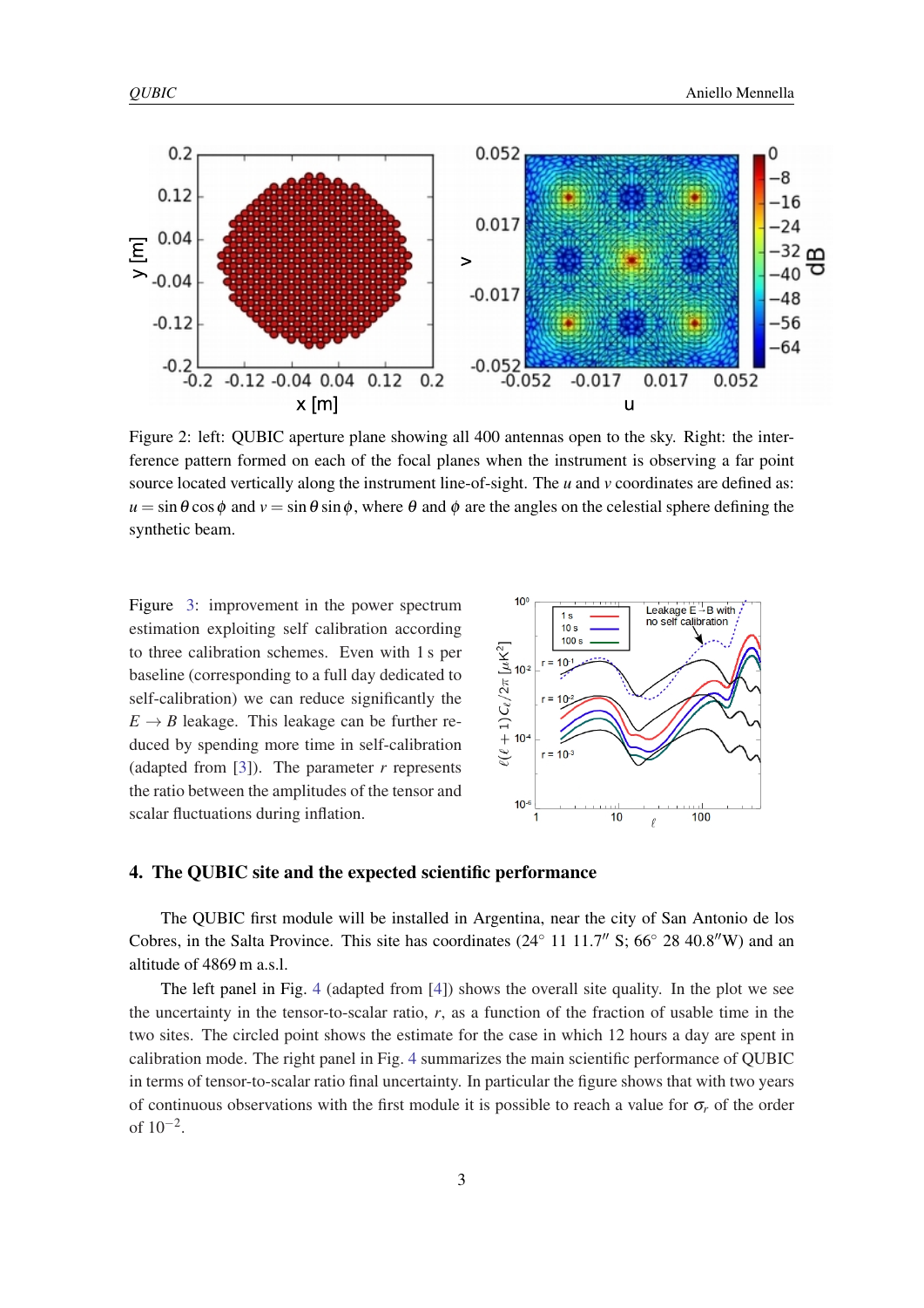Figure 2: left: QUBIC aperture plane showing all 400 antennas open to the sky. Right: the interference pattern formed on each of the focal planes when the instrument is observing a far point source located vertically along the instrument line-of-sight. The $u$ and $v$ coordinates are defined as: $u = \sin\theta\cos\phi$ and $v = \sin\theta\sin\phi$, where $\theta$ and $\phi$ are the angles on the celestial sphere defining the synthetic beam.

Figure 3: improvement in the power spectrum estimation exploiting self calibration according to three calibration schemes. Even with 1 s per baseline (corresponding to a full day dedicated to self-calibration) we can reduce significantly the $E \to B$ leakage. This leakage can be further reduced by spending more time in self-calibration (adapted from [3]). The parameter $r$ represents the ratio between the amplitudes of the tensor and scalar fluctuations during inflation.

## 4. The QUBIC site and the expected scientific performance

The QUBIC first module will be installed in Argentina, near the city of San Antonio de los Cobres, in the Salta Province. This site has coordinates (24° 11 11.7″ S; 66° 28 40.8″W) and an altitude of 4869 m a.s.l.

The left panel in Fig. 4 (adapted from [4]) shows the overall site quality. In the plot we see the uncertainty in the tensor-to-scalar ratio, $r$, as a function of the fraction of usable time in the two sites. The circled point shows the estimate for the case in which 12 hours a day are spent in calibration mode. The right panel in Fig. 4 summarizes the main scientific performance of QUBIC in terms of tensor-to-scalar ratio final uncertainty. In particular the figure shows that with two years of continuous observations with the first module it is possible to reach a value for $\sigma_r$ of the order of $10^{-2}$.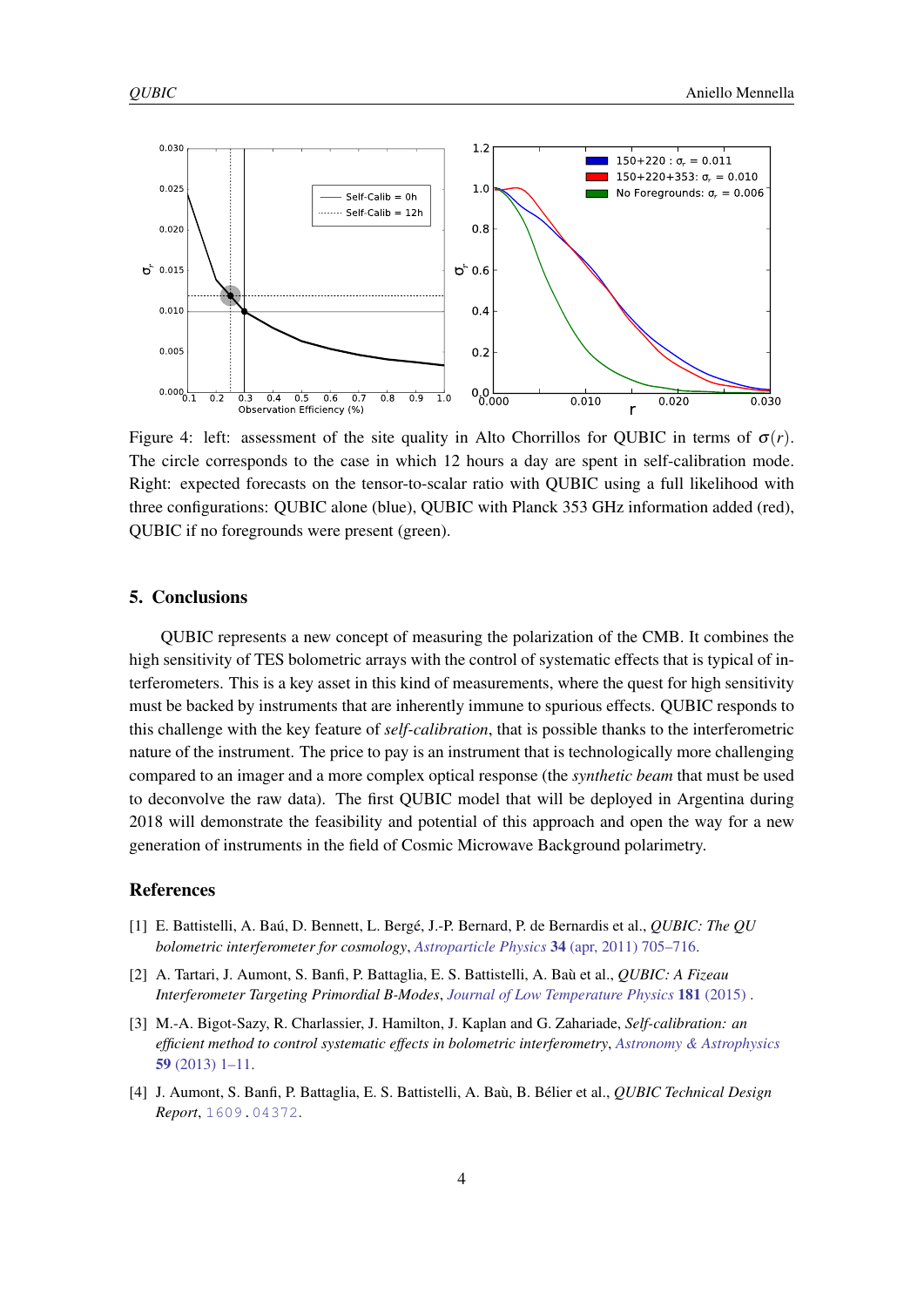0.030
0.025
0.020
0.015
0.010
0.005
0.000
$\sigma_r$
0.1 0.2 0.3 0.4 0.5 0.6 0.7 0.8 0.9 1.0
Observation Efficiency (%)
Self-Calib = 0h
Self-Calib = 12h

1.2
1.0
0.8
0.6
0.4
0.2
0.0
$\sigma_r$
0.000 0.010 0.020 0.030
r
150+220 : $\sigma_r$ = 0.011
150+220+353: $\sigma_r$ = 0.010
No Foregrounds: $\sigma_r$ = 0.006

Figure 4: left: assessment of the site quality in Alto Chorrillos for QUBIC in terms of $\sigma(r)$. The circle corresponds to the case in which 12 hours a day are spent in self-calibration mode. Right: expected forecasts on the tensor-to-scalar ratio with QUBIC using a full likelihood with three configurations: QUBIC alone (blue), QUBIC with Planck 353 GHz information added (red), QUBIC if no foregrounds were present (green).

## 5. Conclusions

QUBIC represents a new concept of measuring the polarization of the CMB. It combines the high sensitivity of TES bolometric arrays with the control of systematic effects that is typical of interferometers. This is a key asset in this kind of measurements, where the quest for high sensitivity must be backed by instruments that are inherently immune to spurious effects. QUBIC responds to this challenge with the key feature of *self-calibration*, that is possible thanks to the interferometric nature of the instrument. The price to pay is an instrument that is technologically more challenging compared to an imager and a more complex optical response (the *synthetic beam* that must be used to deconvolve the raw data). The first QUBIC model that will be deployed in Argentina during 2018 will demonstrate the feasibility and potential of this approach and open the way for a new generation of instruments in the field of Cosmic Microwave Background polarimetry.

## References

[1] E. Battistelli, A. Baú, D. Bennett, L. Bergé, J.-P. Bernard, P. de Bernardis et al., *QUBIC: The QU bolometric interferometer for cosmology*, *Astroparticle Physics* **34** (apr, 2011) 705–716.

[2] A. Tartari, J. Aumont, S. Banfi, P. Battaglia, E. S. Battistelli, A. Baù et al., *QUBIC: A Fizeau Interferometer Targeting Primordial B-Modes*, *Journal of Low Temperature Physics* **181** (2015) .

[3] M.-A. Bigot-Sazy, R. Charlassier, J. Hamilton, J. Kaplan and G. Zahariade, *Self-calibration: an efficient method to control systematic effects in bolometric interferometry*, *Astronomy & Astrophysics* **59** (2013) 1–11.

[4] J. Aumont, S. Banfi, P. Battaglia, E. S. Battistelli, A. Baù, B. Bélier et al., *QUBIC Technical Design Report*, 1609.04372.